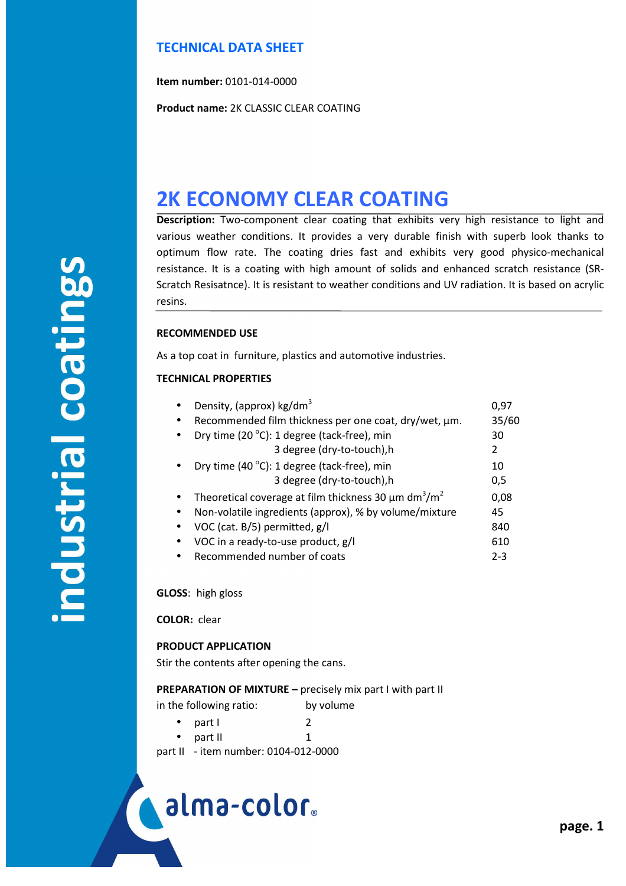## TECHNICAL DATA SHEET

**Item number:** 0101-014-0000

**Product name:** 2K CLASSIC CLEAR COATING

# 2K ECONOMY CLEAR COATING

**Description:** Two-component clear coating that exhibits very high resistance to light and various weather conditions. It provides a very durable finish with superb look thanks to optimum flow rate. The coating dries fast and exhibits very good physico-mechanical resistance. It is a coating with high amount of solids and enhanced scratch resistance (SR-Scratch Resisatnce). It is resistant to weather conditions and UV radiation. It is based on acrylic resins.

### RECOMMENDED USE

As a top coat in furniture, plastics and automotive industries.

### TECHNICAL PROPERTIES

| Property | Value |
|---|---|
| • Density, (approx) kg/dm$^3$ | 0,97 |
| • Recommended film thickness per one coat, dry/wet, µm. | 35/60 |
| • Dry time (20 °C): 1 degree (tack-free), min | 30 |
| 3 degree (dry-to-touch),h | 2 |
| • Dry time (40 °C): 1 degree (tack-free), min | 10 |
| 3 degree (dry-to-touch),h | 0,5 |
| • Theoretical coverage at film thickness 30 µm dm$^3$/m$^2$ | 0,08 |
| • Non-volatile ingredients (approx), % by volume/mixture | 45 |
| • VOC (cat. B/5) permitted, g/l | 840 |
| • VOC in a ready-to-use product, g/l | 610 |
| • Recommended number of coats | 2-3 |

**GLOSS**: high gloss

**COLOR:** clear

### PRODUCT APPLICATION

Stir the contents after opening the cans.

**PREPARATION OF MIXTURE –** precisely mix part I with part II

in the following ratio: by volume

- part I 2
- part II 1

part II - item number: 0104-012-0000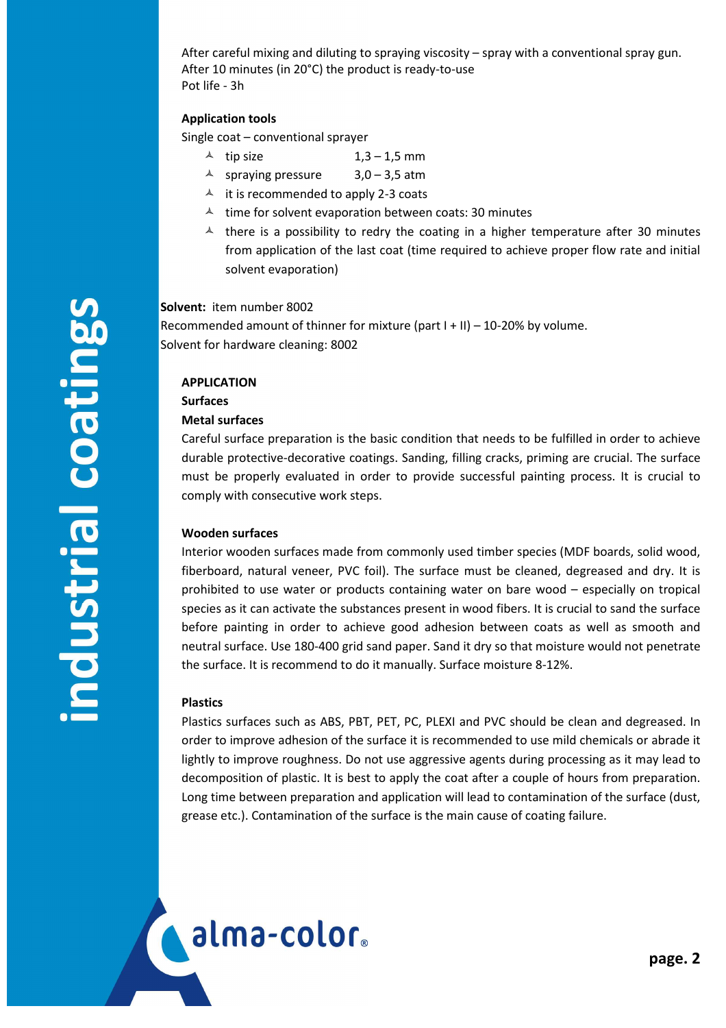After careful mixing and diluting to spraying viscosity – spray with a conventional spray gun. After 10 minutes (in 20°C) the product is ready-to-use
Pot life - 3h

**Application tools**

Single coat – conventional sprayer

- tip size 1,3 – 1,5 mm
- spraying pressure 3,0 – 3,5 atm
- it is recommended to apply 2-3 coats
- time for solvent evaporation between coats: 30 minutes
- there is a possibility to redry the coating in a higher temperature after 30 minutes from application of the last coat (time required to achieve proper flow rate and initial solvent evaporation)

**Solvent:** item number 8002
Recommended amount of thinner for mixture (part I + II) – 10-20% by volume.
Solvent for hardware cleaning: 8002

**APPLICATION**

**Surfaces**

**Metal surfaces**

Careful surface preparation is the basic condition that needs to be fulfilled in order to achieve durable protective-decorative coatings. Sanding, filling cracks, priming are crucial. The surface must be properly evaluated in order to provide successful painting process. It is crucial to comply with consecutive work steps.

**Wooden surfaces**

Interior wooden surfaces made from commonly used timber species (MDF boards, solid wood, fiberboard, natural veneer, PVC foil). The surface must be cleaned, degreased and dry. It is prohibited to use water or products containing water on bare wood – especially on tropical species as it can activate the substances present in wood fibers. It is crucial to sand the surface before painting in order to achieve good adhesion between coats as well as smooth and neutral surface. Use 180-400 grid sand paper. Sand it dry so that moisture would not penetrate the surface. It is recommend to do it manually. Surface moisture 8-12%.

**Plastics**

Plastics surfaces such as ABS, PBT, PET, PC, PLEXI and PVC should be clean and degreased. In order to improve adhesion of the surface it is recommended to use mild chemicals or abrade it lightly to improve roughness. Do not use aggressive agents during processing as it may lead to decomposition of plastic. It is best to apply the coat after a couple of hours from preparation. Long time between preparation and application will lead to contamination of the surface (dust, grease etc.). Contamination of the surface is the main cause of coating failure.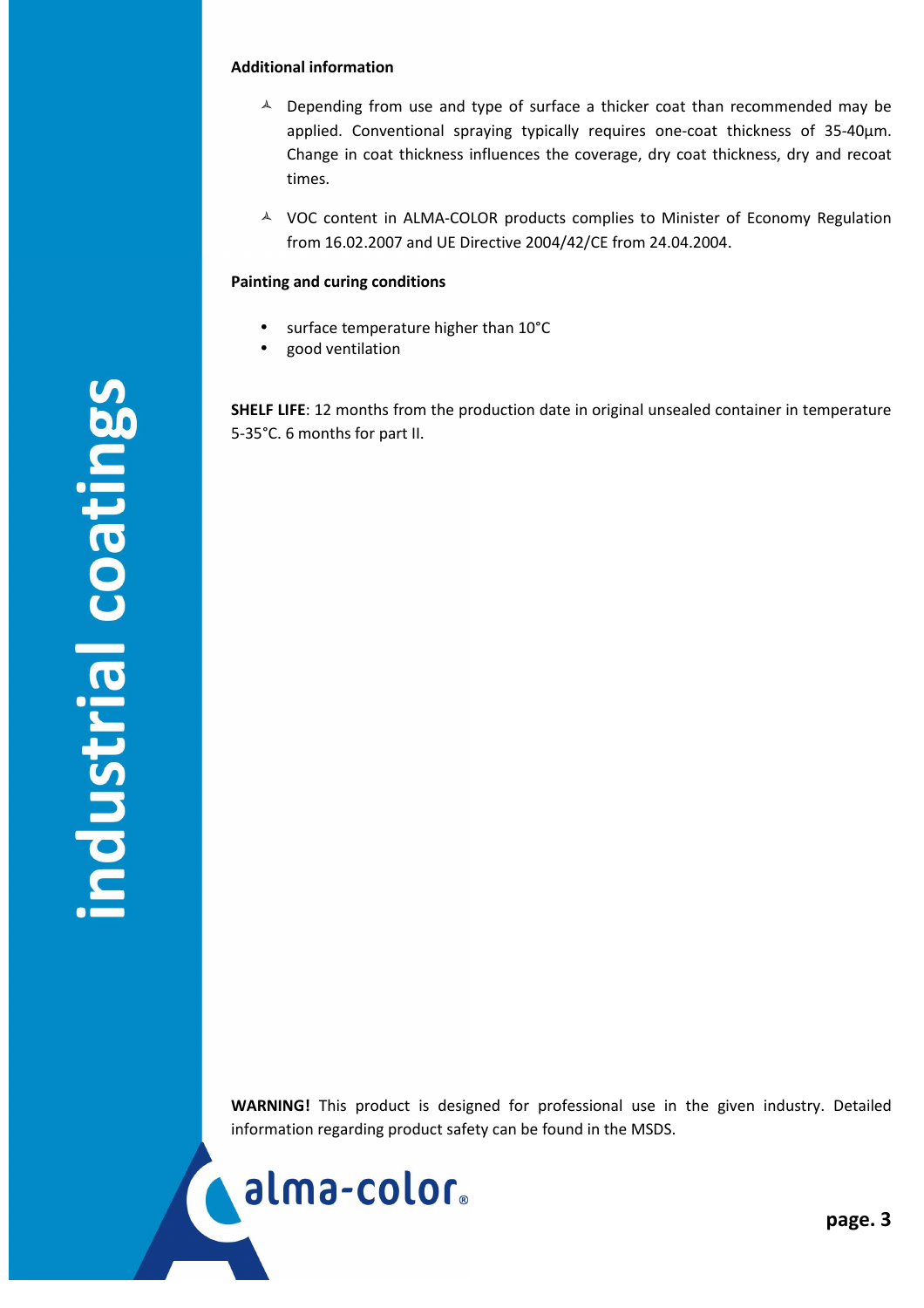**Additional information**

- Depending from use and type of surface a thicker coat than recommended may be applied. Conventional spraying typically requires one-coat thickness of 35-40µm. Change in coat thickness influences the coverage, dry coat thickness, dry and recoat times.
- VOC content in ALMA-COLOR products complies to Minister of Economy Regulation from 16.02.2007 and UE Directive 2004/42/CE from 24.04.2004.

**Painting and curing conditions**

- surface temperature higher than 10°C
- good ventilation

**SHELF LIFE**: 12 months from the production date in original unsealed container in temperature 5-35°C. 6 months for part II.

**WARNING!** This product is designed for professional use in the given industry. Detailed information regarding product safety can be found in the MSDS.